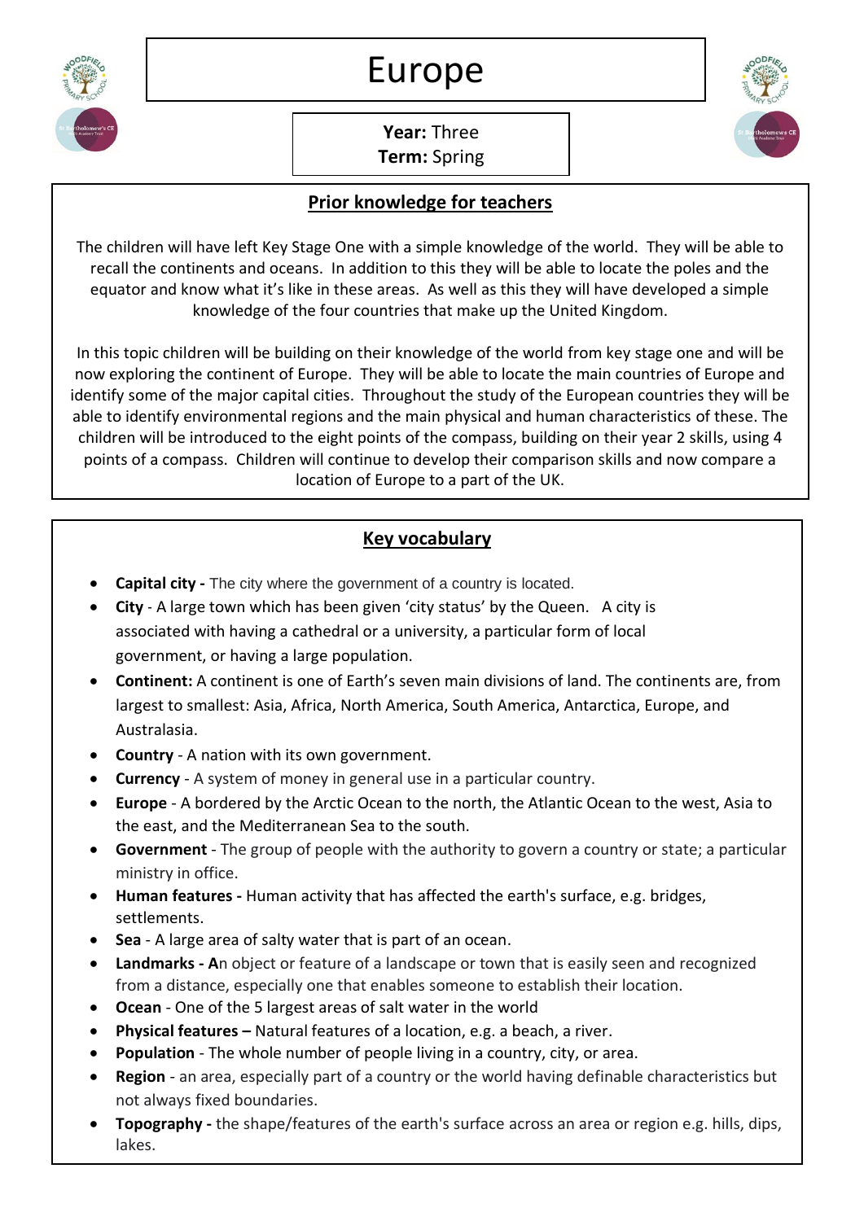# Europe

**Year:** Three
**Term:** Spring

## Prior knowledge for teachers

The children will have left Key Stage One with a simple knowledge of the world. They will be able to recall the continents and oceans. In addition to this they will be able to locate the poles and the equator and know what it's like in these areas. As well as this they will have developed a simple knowledge of the four countries that make up the United Kingdom.

In this topic children will be building on their knowledge of the world from key stage one and will be now exploring the continent of Europe. They will be able to locate the main countries of Europe and identify some of the major capital cities. Throughout the study of the European countries they will be able to identify environmental regions and the main physical and human characteristics of these. The children will be introduced to the eight points of the compass, building on their year 2 skills, using 4 points of a compass. Children will continue to develop their comparison skills and now compare a location of Europe to a part of the UK.

## Key vocabulary

- **Capital city -** The city where the government of a country is located.
- **City** - A large town which has been given 'city status' by the Queen. A city is associated with having a cathedral or a university, a particular form of local government, or having a large population.
- **Continent:** A continent is one of Earth's seven main divisions of land. The continents are, from largest to smallest: Asia, Africa, North America, South America, Antarctica, Europe, and Australasia.
- **Country** - A nation with its own government.
- **Currency** - A system of money in general use in a particular country.
- **Europe** - A bordered by the Arctic Ocean to the north, the Atlantic Ocean to the west, Asia to the east, and the Mediterranean Sea to the south.
- **Government** - The group of people with the authority to govern a country or state; a particular ministry in office.
- **Human features -** Human activity that has affected the earth's surface, e.g. bridges, settlements.
- **Sea** - A large area of salty water that is part of an ocean.
- **Landmarks - A**n object or feature of a landscape or town that is easily seen and recognized from a distance, especially one that enables someone to establish their location.
- **Ocean** - One of the 5 largest areas of salt water in the world
- **Physical features –** Natural features of a location, e.g. a beach, a river.
- **Population** - The whole number of people living in a country, city, or area.
- **Region** - an area, especially part of a country or the world having definable characteristics but not always fixed boundaries.
- **Topography -** the shape/features of the earth's surface across an area or region e.g. hills, dips, lakes.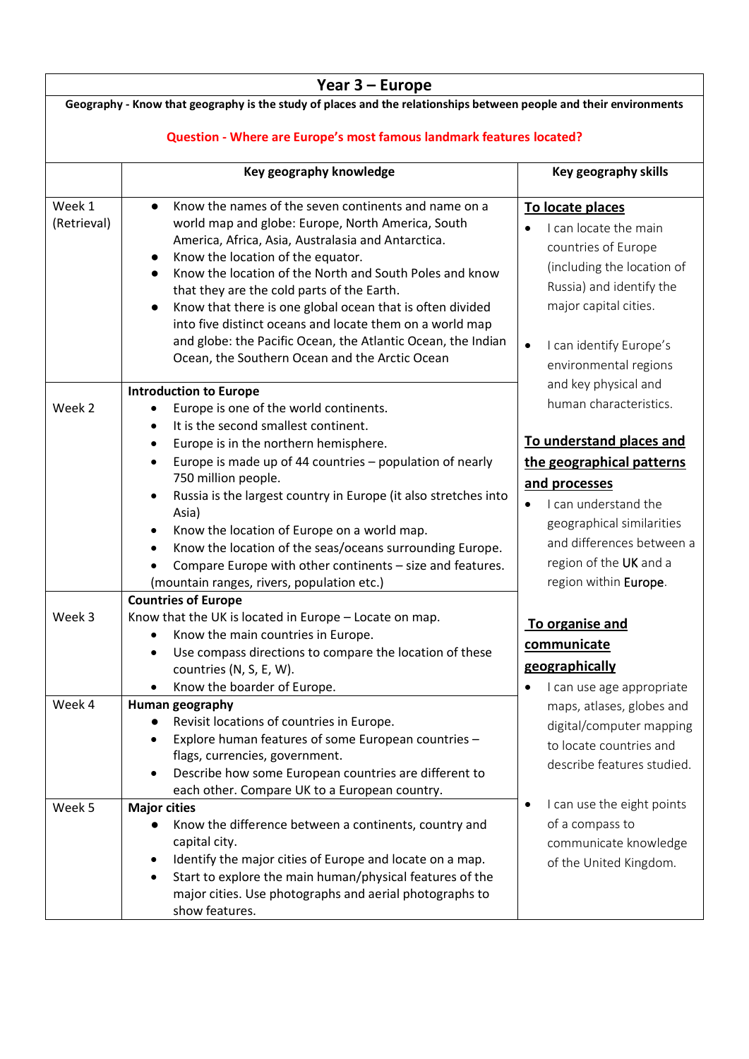# Year 3 – Europe

**Geography - Know that geography is the study of places and the relationships between people and their environments**

**Question - Where are Europe's most famous landmark features located?**

| | Key geography knowledge | Key geography skills |
|---|---|---|
| Week 1 (Retrieval) | • Know the names of the seven continents and name on a world map and globe: Europe, North America, South America, Africa, Asia, Australasia and Antarctica.<br>• Know the location of the equator.<br>• Know the location of the North and South Poles and know that they are the cold parts of the Earth.<br>• Know that there is one global ocean that is often divided into five distinct oceans and locate them on a world map and globe: the Pacific Ocean, the Atlantic Ocean, the Indian Ocean, the Southern Ocean and the Arctic Ocean | **To locate places**<br>• I can locate the main countries of Europe (including the location of Russia) and identify the major capital cities.<br>• I can identify Europe's environmental regions and key physical and human characteristics.<br><br>**To understand places and the geographical patterns and processes**<br>• I can understand the geographical similarities and differences between a region of the UK and a region within Europe.<br><br>**To organise and communicate geographically**<br>• I can use age appropriate maps, atlases, globes and digital/computer mapping to locate countries and describe features studied.<br>• I can use the eight points of a compass to communicate knowledge of the United Kingdom. |
| Week 2 | **Introduction to Europe**<br>• Europe is one of the world continents.<br>• It is the second smallest continent.<br>• Europe is in the northern hemisphere.<br>• Europe is made up of 44 countries – population of nearly 750 million people.<br>• Russia is the largest country in Europe (it also stretches into Asia)<br>• Know the location of Europe on a world map.<br>• Know the location of the seas/oceans surrounding Europe.<br>• Compare Europe with other continents – size and features.<br>(mountain ranges, rivers, population etc.) | |
| Week 3 | **Countries of Europe**<br>Know that the UK is located in Europe – Locate on map.<br>• Know the main countries in Europe.<br>• Use compass directions to compare the location of these countries (N, S, E, W).<br>• Know the boarder of Europe. | |
| Week 4 | **Human geography**<br>• Revisit locations of countries in Europe.<br>• Explore human features of some European countries – flags, currencies, government.<br>• Describe how some European countries are different to each other. Compare UK to a European country. | |
| Week 5 | **Major cities**<br>• Know the difference between a continents, country and capital city.<br>• Identify the major cities of Europe and locate on a map.<br>• Start to explore the main human/physical features of the major cities. Use photographs and aerial photographs to show features. | |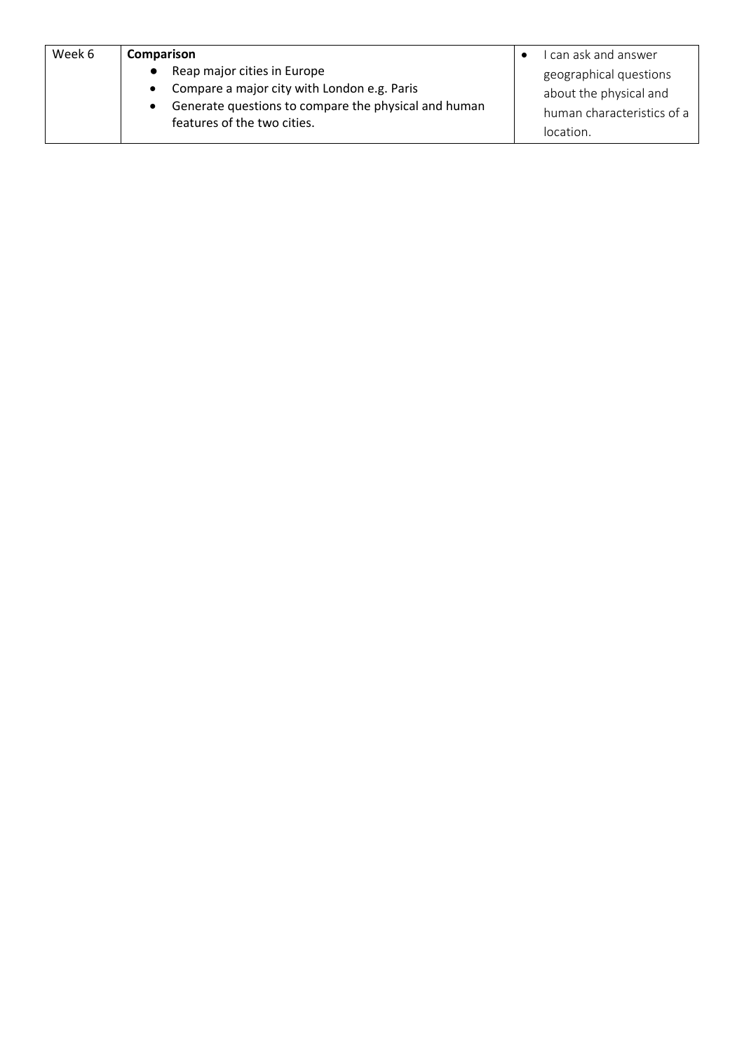| | | |
|---|---|---|
| Week 6 | **Comparison**<br>• Reap major cities in Europe<br>• Compare a major city with London e.g. Paris<br>• Generate questions to compare the physical and human features of the two cities. | • I can ask and answer geographical questions about the physical and human characteristics of a location. |